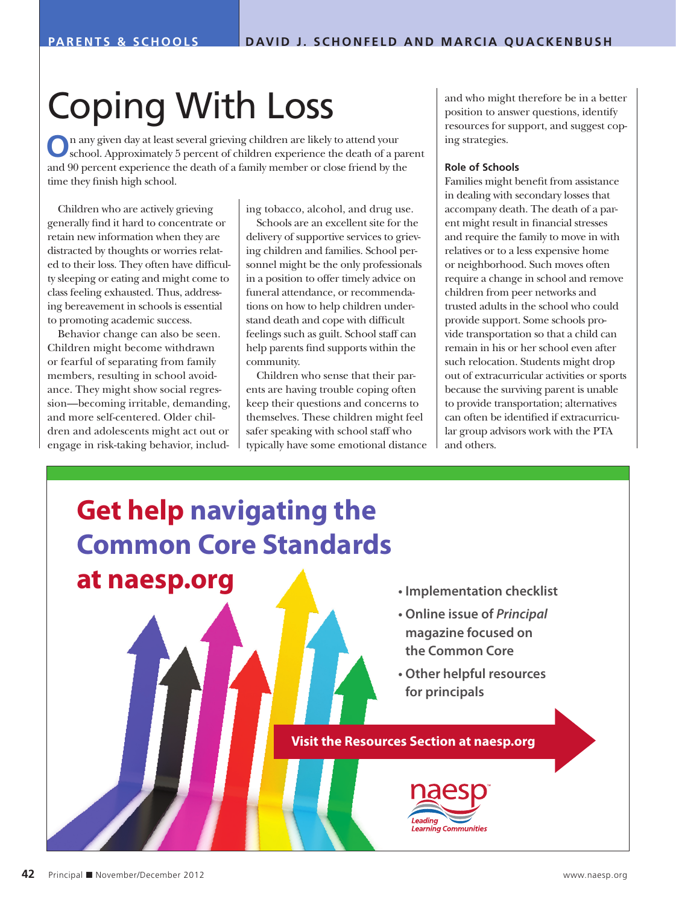# Coping With Loss

On any given day at least several grieving children are likely to attend your school. Approximately 5 percent of children experience the death of a parent and 90 percent experience the death of a family member or close friend by the time they finish high school.

Children who are actively grieving generally find it hard to concentrate or retain new information when they are distracted by thoughts or worries related to their loss. They often have difficulty sleeping or eating and might come to class feeling exhausted. Thus, addressing bereavement in schools is essential to promoting academic success.

Behavior change can also be seen. Children might become withdrawn or fearful of separating from family members, resulting in school avoidance. They might show social regression—becoming irritable, demanding, and more self-centered. Older children and adolescents might act out or engage in risk-taking behavior, including tobacco, alcohol, and drug use.

Schools are an excellent site for the delivery of supportive services to grieving children and families. School personnel might be the only professionals in a position to offer timely advice on funeral attendance, or recommendations on how to help children understand death and cope with difficult feelings such as guilt. School staff can help parents find supports within the community.

Children who sense that their parents are having trouble coping often keep their questions and concerns to themselves. These children might feel safer speaking with school staff who typically have some emotional distance and who might therefore be in a better position to answer questions, identify resources for support, and suggest coping strategies.

### Role of Schools

Families might benefit from assistance in dealing with secondary losses that accompany death. The death of a parent might result in financial stresses and require the family to move in with relatives or to a less expensive home or neighborhood. Such moves often require a change in school and remove children from peer networks and trusted adults in the school who could provide support. Some schools provide transportation so that a child can remain in his or her school even after such relocation. Students might drop out of extracurricular activities or sports because the surviving parent is unable to provide transportation; alternatives can often be identified if extracurricular group advisors work with the PTA and others.

**Get help navigating the Common Core Standards at naesp.org**

- Implementation checklist
- Online issue of *Principal* magazine focused on the Common Core
- Other helpful resources for principals

**Visit the Resources Section at naesp.org**

naesp — Leading Learning Communities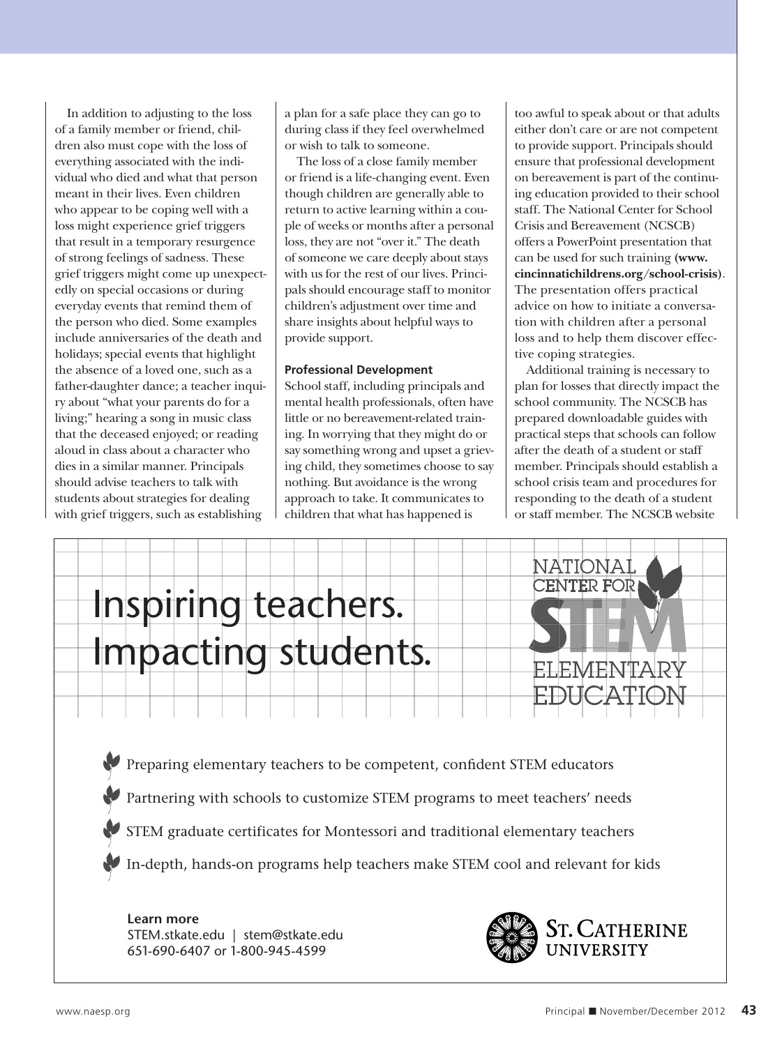In addition to adjusting to the loss of a family member or friend, children also must cope with the loss of everything associated with the individual who died and what that person meant in their lives. Even children who appear to be coping well with a loss might experience grief triggers that result in a temporary resurgence of strong feelings of sadness. These grief triggers might come up unexpectedly on special occasions or during everyday events that remind them of the person who died. Some examples include anniversaries of the death and holidays; special events that highlight the absence of a loved one, such as a father-daughter dance; a teacher inquiry about "what your parents do for a living;" hearing a song in music class that the deceased enjoyed; or reading aloud in class about a character who dies in a similar manner. Principals should advise teachers to talk with students about strategies for dealing with grief triggers, such as establishing a plan for a safe place they can go to during class if they feel overwhelmed or wish to talk to someone.

The loss of a close family member or friend is a life-changing event. Even though children are generally able to return to active learning within a couple of weeks or months after a personal loss, they are not "over it." The death of someone we care deeply about stays with us for the rest of our lives. Principals should encourage staff to monitor children's adjustment over time and share insights about helpful ways to provide support.

### Professional Development

School staff, including principals and mental health professionals, often have little or no bereavement-related training. In worrying that they might do or say something wrong and upset a grieving child, they sometimes choose to say nothing. But avoidance is the wrong approach to take. It communicates to children that what has happened is too awful to speak about or that adults either don't care or are not competent to provide support. Principals should ensure that professional development on bereavement is part of the continuing education provided to their school staff. The National Center for School Crisis and Bereavement (NCSCB) offers a PowerPoint presentation that can be used for such training **(www.cincinnatichildrens.org/school-crisis)**. The presentation offers practical advice on how to initiate a conversation with children after a personal loss and to help them discover effective coping strategies.

Additional training is necessary to plan for losses that directly impact the school community. The NCSCB has prepared downloadable guides with practical steps that schools can follow after the death of a student or staff member. Principals should establish a school crisis team and procedures for responding to the death of a student or staff member. The NCSCB website

---

Inspiring teachers.
Impacting students.

NATIONAL CENTER FOR STEM ELEMENTARY EDUCATION

- Preparing elementary teachers to be competent, confident STEM educators
- Partnering with schools to customize STEM programs to meet teachers' needs
- STEM graduate certificates for Montessori and traditional elementary teachers
- In-depth, hands-on programs help teachers make STEM cool and relevant for kids

**Learn more**
STEM.stkate.edu | stem@stkate.edu
651-690-6407 or 1-800-945-4599

St. Catherine University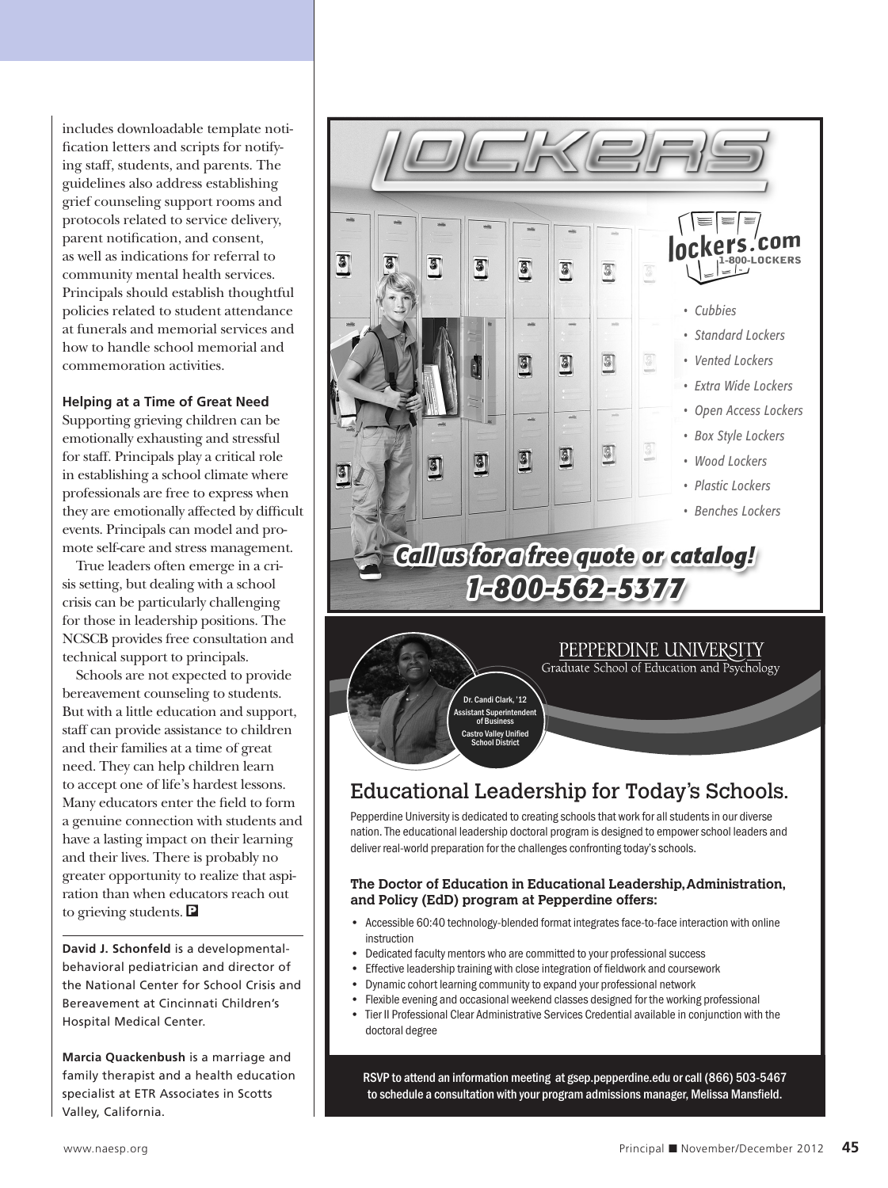includes downloadable template notification letters and scripts for notifying staff, students, and parents. The guidelines also address establishing grief counseling support rooms and protocols related to service delivery, parent notification, and consent, as well as indications for referral to community mental health services. Principals should establish thoughtful policies related to student attendance at funerals and memorial services and how to handle school memorial and commemoration activities.

**Helping at a Time of Great Need**

Supporting grieving children can be emotionally exhausting and stressful for staff. Principals play a critical role in establishing a school climate where professionals are free to express when they are emotionally affected by difficult events. Principals can model and promote self-care and stress management.

True leaders often emerge in a crisis setting, but dealing with a school crisis can be particularly challenging for those in leadership positions. The NCSCB provides free consultation and technical support to principals.

Schools are not expected to provide bereavement counseling to students. But with a little education and support, staff can provide assistance to children and their families at a time of great need. They can help children learn to accept one of life's hardest lessons. Many educators enter the field to form a genuine connection with students and have a lasting impact on their learning and their lives. There is probably no greater opportunity to realize that aspiration than when educators reach out to grieving students.

---

**David J. Schonfeld** is a developmental-behavioral pediatrician and director of the National Center for School Crisis and Bereavement at Cincinnati Children's Hospital Medical Center.

**Marcia Quackenbush** is a marriage and family therapist and a health education specialist at ETR Associates in Scotts Valley, California.

---

# LOCKERS

lockers.com
1-800-LOCKERS

- *Cubbies*
- *Standard Lockers*
- *Vented Lockers*
- *Extra Wide Lockers*
- *Open Access Lockers*
- *Box Style Lockers*
- *Wood Lockers*
- *Plastic Lockers*
- *Benches Lockers*

***Call us for a free quote or catalog!***
***1-800-562-5377***

---

PEPPERDINE UNIVERSITY
Graduate School of Education and Psychology

Dr. Candi Clark, '12
Assistant Superintendent of Business
Castro Valley Unified School District

## Educational Leadership for Today's Schools.

Pepperdine University is dedicated to creating schools that work for all students in our diverse nation. The educational leadership doctoral program is designed to empower school leaders and deliver real-world preparation for the challenges confronting today's schools.

**The Doctor of Education in Educational Leadership, Administration, and Policy (EdD) program at Pepperdine offers:**

- Accessible 60:40 technology-blended format integrates face-to-face interaction with online instruction
- Dedicated faculty mentors who are committed to your professional success
- Effective leadership training with close integration of fieldwork and coursework
- Dynamic cohort learning community to expand your professional network
- Flexible evening and occasional weekend classes designed for the working professional
- Tier II Professional Clear Administrative Services Credential available in conjunction with the doctoral degree

RSVP to attend an information meeting at gsep.pepperdine.edu or call (866) 503-5467 to schedule a consultation with your program admissions manager, Melissa Mansfield.